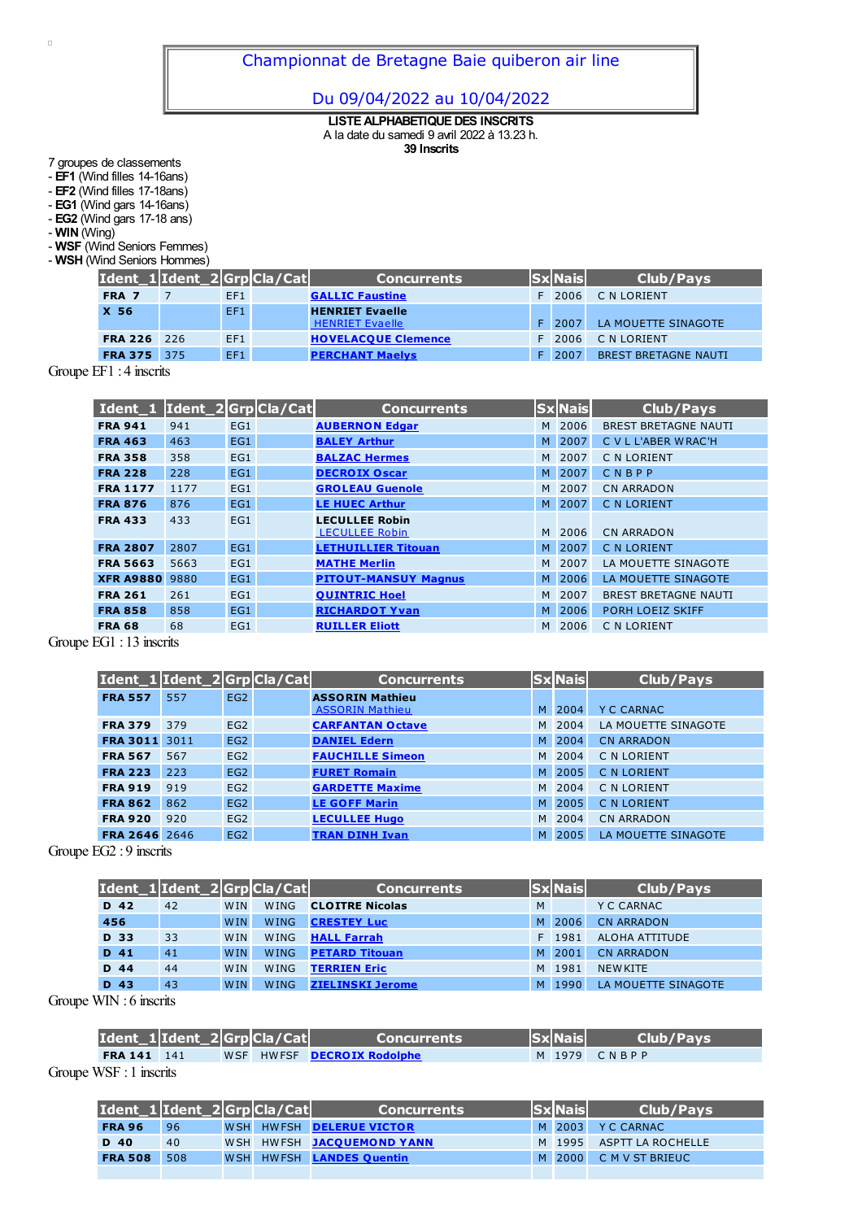# Championnat de Bretagne Baie quiberon air line

## Du 09/04/2022 au 10/04/2022

**LISTE ALPHABETIQUE DES INSCRITS**
A la date du samedi 9 avril 2022 à 13.23 h.
**39 Inscrits**

7 groupes de classements
- **EF1** (Wind filles 14-16ans)
- **EF2** (Wind filles 17-18ans)
- **EG1** (Wind gars 14-16ans)
- **EG2** (Wind gars 17-18 ans)
- **WIN** (Wing)
- **WSF** (Wind Seniors Femmes)
- **WSH** (Wind Seniors Hommes)

| Ident_1 | Ident_2 | Grp | Cla/Cat | Concurrents | Sx | Nais | Club/Pays |
|---|---|---|---|---|---|---|---|
| FRA 7 | 7 | EF1 | | GALLIC Faustine | F | 2006 | C N LORIENT |
| X 56 | | EF1 | | HENRIET Evaelle HENRIET Evaelle | F | 2007 | LA MOUETTE SINAGOTE |
| FRA 226 | 226 | EF1 | | HOVELACQUE Clemence | F | 2006 | C N LORIENT |
| FRA 375 | 375 | EF1 | | PERCHANT Maelys | F | 2007 | BREST BRETAGNE NAUTI |

Groupe EF1 : 4 inscrits

| Ident_1 | Ident_2 | Grp | Cla/Cat | Concurrents | Sx | Nais | Club/Pays |
|---|---|---|---|---|---|---|---|
| FRA 941 | 941 | EG1 | | AUBERNON Edgar | M | 2006 | BREST BRETAGNE NAUTI |
| FRA 463 | 463 | EG1 | | BALEY Arthur | M | 2007 | C V L L'ABER WRAC'H |
| FRA 358 | 358 | EG1 | | BALZAC Hermes | M | 2007 | C N LORIENT |
| FRA 228 | 228 | EG1 | | DECROIX Oscar | M | 2007 | C N B P P |
| FRA 1177 | 1177 | EG1 | | GROLEAU Guenole | M | 2007 | CN ARRADON |
| FRA 876 | 876 | EG1 | | LE HUEC Arthur | M | 2007 | C N LORIENT |
| FRA 433 | 433 | EG1 | | LECULLEE Robin LECULLEE Robin | M | 2006 | CN ARRADON |
| FRA 2807 | 2807 | EG1 | | LETHUILLIER Titouan | M | 2007 | C N LORIENT |
| FRA 5663 | 5663 | EG1 | | MATHE Merlin | M | 2007 | LA MOUETTE SINAGOTE |
| XFR A9880 | 9880 | EG1 | | PITOUT-MANSUY Magnus | M | 2006 | LA MOUETTE SINAGOTE |
| FRA 261 | 261 | EG1 | | QUINTRIC Hoel | M | 2007 | BREST BRETAGNE NAUTI |
| FRA 858 | 858 | EG1 | | RICHARDOT Yvan | M | 2006 | PORH LOEIZ SKIFF |
| FRA 68 | 68 | EG1 | | RUILLER Eliott | M | 2006 | C N LORIENT |

Groupe EG1 : 13 inscrits

| Ident_1 | Ident_2 | Grp | Cla/Cat | Concurrents | Sx | Nais | Club/Pays |
|---|---|---|---|---|---|---|---|
| FRA 557 | 557 | EG2 | | ASSORIN Mathieu ASSORIN Mathieu | M | 2004 | Y C CARNAC |
| FRA 379 | 379 | EG2 | | CARFANTAN Octave | M | 2004 | LA MOUETTE SINAGOTE |
| FRA 3011 | 3011 | EG2 | | DANIEL Edern | M | 2004 | CN ARRADON |
| FRA 567 | 567 | EG2 | | FAUCHILLE Simeon | M | 2004 | C N LORIENT |
| FRA 223 | 223 | EG2 | | FURET Romain | M | 2005 | C N LORIENT |
| FRA 919 | 919 | EG2 | | GARDETTE Maxime | M | 2004 | C N LORIENT |
| FRA 862 | 862 | EG2 | | LE GOFF Marin | M | 2005 | C N LORIENT |
| FRA 920 | 920 | EG2 | | LECULLEE Hugo | M | 2004 | CN ARRADON |
| FRA 2646 | 2646 | EG2 | | TRAN DINH Ivan | M | 2005 | LA MOUETTE SINAGOTE |

Groupe EG2 : 9 inscrits

| Ident_1 | Ident_2 | Grp | Cla/Cat | Concurrents | Sx | Nais | Club/Pays |
|---|---|---|---|---|---|---|---|
| D 42 | 42 | WIN | WING | CLOITRE Nicolas | M | | Y C CARNAC |
| 456 | | WIN | WING | CRESTEY Luc | M | 2006 | CN ARRADON |
| D 33 | 33 | WIN | WING | HALL Farrah | F | 1981 | ALOHA ATTITUDE |
| D 41 | 41 | WIN | WING | PETARD Titouan | M | 2001 | CN ARRADON |
| D 44 | 44 | WIN | WING | TERRIEN Eric | M | 1981 | NEWKITE |
| D 43 | 43 | WIN | WING | ZIELINSKI Jerome | M | 1990 | LA MOUETTE SINAGOTE |

Groupe WIN : 6 inscrits

| Ident_1 | Ident_2 | Grp | Cla/Cat | Concurrents | Sx | Nais | Club/Pays |
|---|---|---|---|---|---|---|---|
| FRA 141 | 141 | WSF | HWFSF | DECROIX Rodolphe | M | 1979 | C N B P P |

Groupe WSF : 1 inscrits

| Ident_1 | Ident_2 | Grp | Cla/Cat | Concurrents | Sx | Nais | Club/Pays |
|---|---|---|---|---|---|---|---|
| FRA 96 | 96 | WSH | HWFSH | DELERUE VICTOR | M | 2003 | Y C CARNAC |
| D 40 | 40 | WSH | HWFSH | JACQUEMOND YANN | M | 1995 | ASPTT LA ROCHELLE |
| FRA 508 | 508 | WSH | HWFSH | LANDES Quentin | M | 2000 | C M V ST BRIEUC |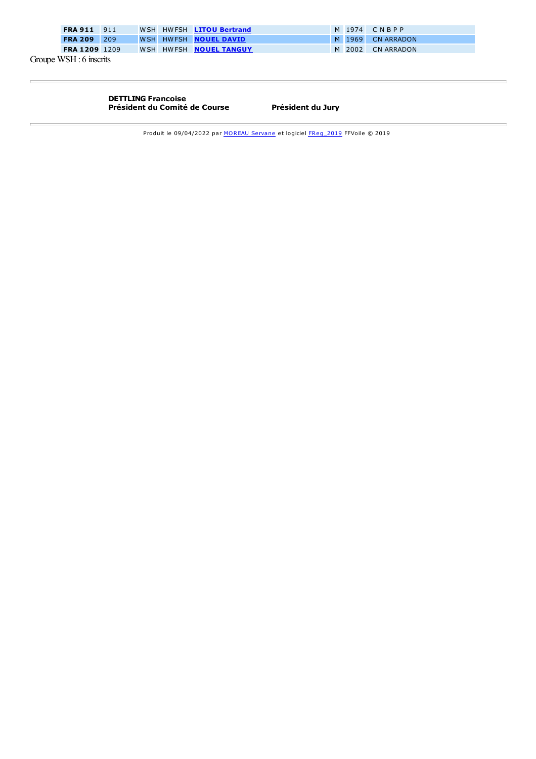| | | | | | | | |
|---|---|---|---|---|---|---|---|
| **FRA 911** | 911 | WSH | HWFSH | **LITOU Bertrand** | M | 1974 | C N B P P |
| **FRA 209** | 209 | WSH | HWFSH | **NOUEL DAVID** | M | 1969 | CN ARRADON |
| **FRA 1209** | 1209 | WSH | HWFSH | **NOUEL TANGUY** | M | 2002 | CN ARRADON |

Groupe WSH : 6 inscrits

---

**DETTLING Francoise**
**Président du Comité de Course** **Président du Jury**

---

Produit le 09/04/2022 par MOREAU Servane et logiciel FReg_2019 FFVoile © 2019